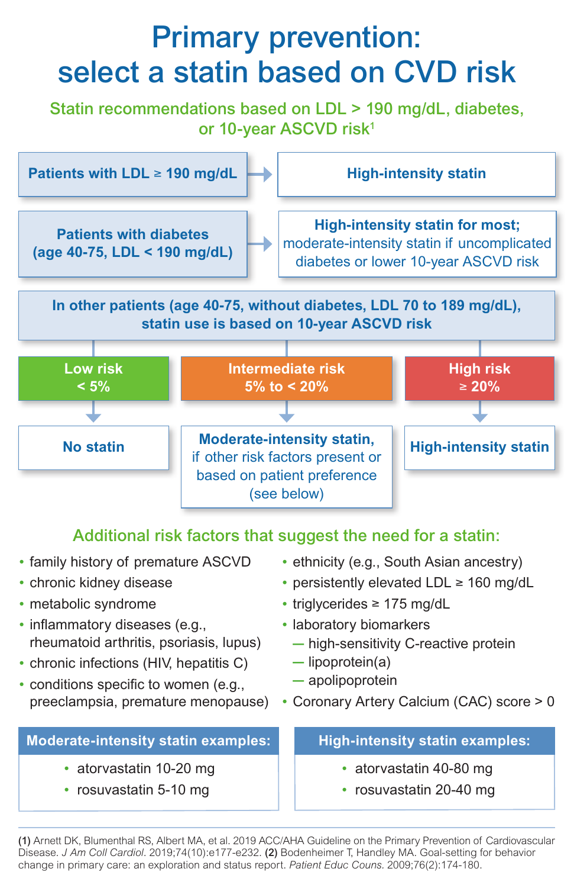# Primary prevention: select a statin based on CVD risk

## Statin recommendations based on LDL > 190 mg/dL, diabetes, or 10-year ASCVD risk[1]

**Patients with LDL ≥ 190 mg/dL** → **High-intensity statin**

**Patients with diabetes (age 40-75, LDL < 190 mg/dL)** → **High-intensity statin for most;** moderate-intensity statin if uncomplicated diabetes or lower 10-year ASCVD risk

**In other patients (age 40-75, without diabetes, LDL 70 to 189 mg/dL), statin use is based on 10-year ASCVD risk**

- **Low risk < 5%** → **No statin**
- **Intermediate risk 5% to < 20%** → **Moderate-intensity statin,** if other risk factors present or based on patient preference (see below)
- **High risk ≥ 20%** → **High-intensity statin**

## Additional risk factors that suggest the need for a statin:

- family history of premature ASCVD
- chronic kidney disease
- metabolic syndrome
- inflammatory diseases (e.g., rheumatoid arthritis, psoriasis, lupus)
- chronic infections (HIV, hepatitis C)
- conditions specific to women (e.g., preeclampsia, premature menopause)
- ethnicity (e.g., South Asian ancestry)
- persistently elevated LDL ≥ 160 mg/dL
- triglycerides ≥ 175 mg/dL
- laboratory biomarkers
  - high-sensitivity C-reactive protein
  - lipoprotein(a)
  - apolipoprotein
- Coronary Artery Calcium (CAC) score > 0

**Moderate-intensity statin examples:**

- atorvastatin 10-20 mg
- rosuvastatin 5-10 mg

**High-intensity statin examples:**

- atorvastatin 40-80 mg
- rosuvastatin 20-40 mg

---

**(1)** Arnett DK, Blumenthal RS, Albert MA, et al. 2019 ACC/AHA Guideline on the Primary Prevention of Cardiovascular Disease. *J Am Coll Cardiol*. 2019;74(10):e177-e232. **(2)** Bodenheimer T, Handley MA. Goal-setting for behavior change in primary care: an exploration and status report. *Patient Educ Couns.* 2009;76(2):174-180.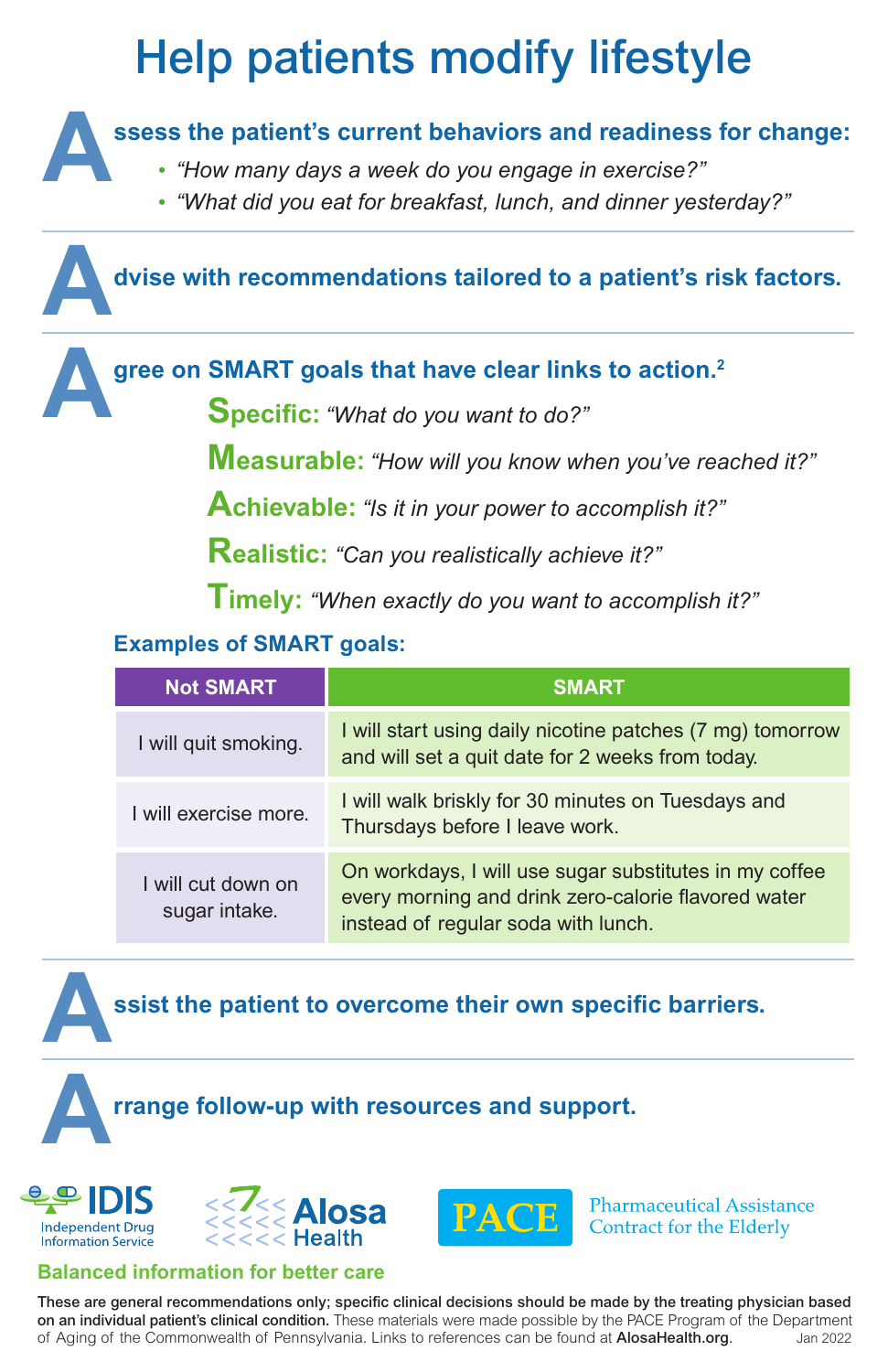# Help patients modify lifestyle

## **A**ssess the patient's current behaviors and readiness for change:

- *"How many days a week do you engage in exercise?"*
- *"What did you eat for breakfast, lunch, and dinner yesterday?"*

## **A**dvise with recommendations tailored to a patient's risk factors.

## **A**gree on SMART goals that have clear links to action.[2]

**Specific:** *"What do you want to do?"*

**Measurable:** *"How will you know when you've reached it?"*

**Achievable:** *"Is it in your power to accomplish it?"*

**Realistic:** *"Can you realistically achieve it?"*

**Timely:** *"When exactly do you want to accomplish it?"*

### Examples of SMART goals:

| Not SMART | SMART |
| --- | --- |
| I will quit smoking. | I will start using daily nicotine patches (7 mg) tomorrow and will set a quit date for 2 weeks from today. |
| I will exercise more. | I will walk briskly for 30 minutes on Tuesdays and Thursdays before I leave work. |
| I will cut down on sugar intake. | On workdays, I will use sugar substitutes in my coffee every morning and drink zero-calorie flavored water instead of regular soda with lunch. |

## **A**ssist the patient to overcome their own specific barriers.

## **A**rrange follow-up with resources and support.

IDIS Independent Drug Information Service

Alosa Health

PACE Pharmaceutical Assistance Contract for the Elderly

**Balanced information for better care**

**These are general recommendations only; specific clinical decisions should be made by the treating physician based on an individual patient's clinical condition.** These materials were made possible by the PACE Program of the Department of Aging of the Commonwealth of Pennsylvania. Links to references can be found at **AlosaHealth.org**. Jan 2022